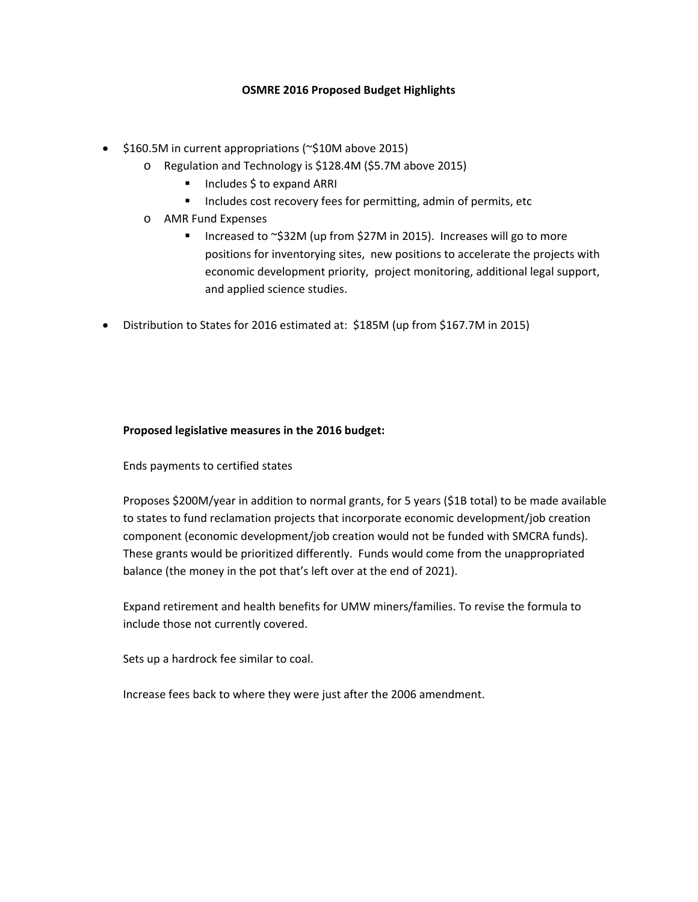**OSMRE 2016 Proposed Budget Highlights**

- $160.5M in current appropriations (~$10M above 2015)
  - Regulation and Technology is $128.4M ($5.7M above 2015)
    - Includes $ to expand ARRI
    - Includes cost recovery fees for permitting, admin of permits, etc
  - AMR Fund Expenses
    - Increased to ~$32M (up from $27M in 2015). Increases will go to more positions for inventorying sites, new positions to accelerate the projects with economic development priority, project monitoring, additional legal support, and applied science studies.
- Distribution to States for 2016 estimated at: $185M (up from $167.7M in 2015)

**Proposed legislative measures in the 2016 budget:**

Ends payments to certified states

Proposes $200M/year in addition to normal grants, for 5 years ($1B total) to be made available to states to fund reclamation projects that incorporate economic development/job creation component (economic development/job creation would not be funded with SMCRA funds). These grants would be prioritized differently. Funds would come from the unappropriated balance (the money in the pot that's left over at the end of 2021).

Expand retirement and health benefits for UMW miners/families. To revise the formula to include those not currently covered.

Sets up a hardrock fee similar to coal.

Increase fees back to where they were just after the 2006 amendment.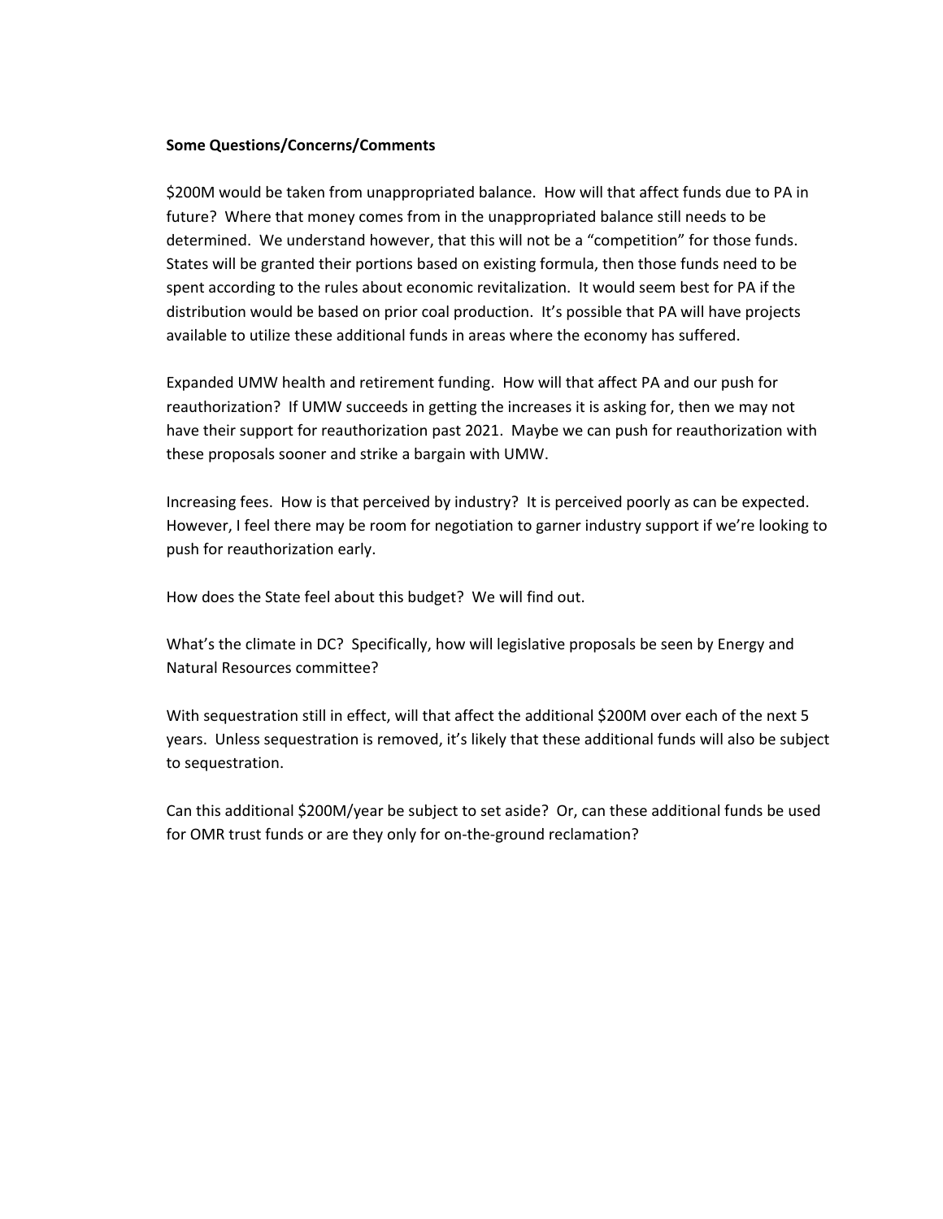**Some Questions/Concerns/Comments**

$200M would be taken from unappropriated balance. How will that affect funds due to PA in future? Where that money comes from in the unappropriated balance still needs to be determined. We understand however, that this will not be a "competition" for those funds. States will be granted their portions based on existing formula, then those funds need to be spent according to the rules about economic revitalization. It would seem best for PA if the distribution would be based on prior coal production. It's possible that PA will have projects available to utilize these additional funds in areas where the economy has suffered.

Expanded UMW health and retirement funding. How will that affect PA and our push for reauthorization? If UMW succeeds in getting the increases it is asking for, then we may not have their support for reauthorization past 2021. Maybe we can push for reauthorization with these proposals sooner and strike a bargain with UMW.

Increasing fees. How is that perceived by industry? It is perceived poorly as can be expected. However, I feel there may be room for negotiation to garner industry support if we're looking to push for reauthorization early.

How does the State feel about this budget? We will find out.

What's the climate in DC? Specifically, how will legislative proposals be seen by Energy and Natural Resources committee?

With sequestration still in effect, will that affect the additional $200M over each of the next 5 years. Unless sequestration is removed, it's likely that these additional funds will also be subject to sequestration.

Can this additional $200M/year be subject to set aside? Or, can these additional funds be used for OMR trust funds or are they only for on-the-ground reclamation?